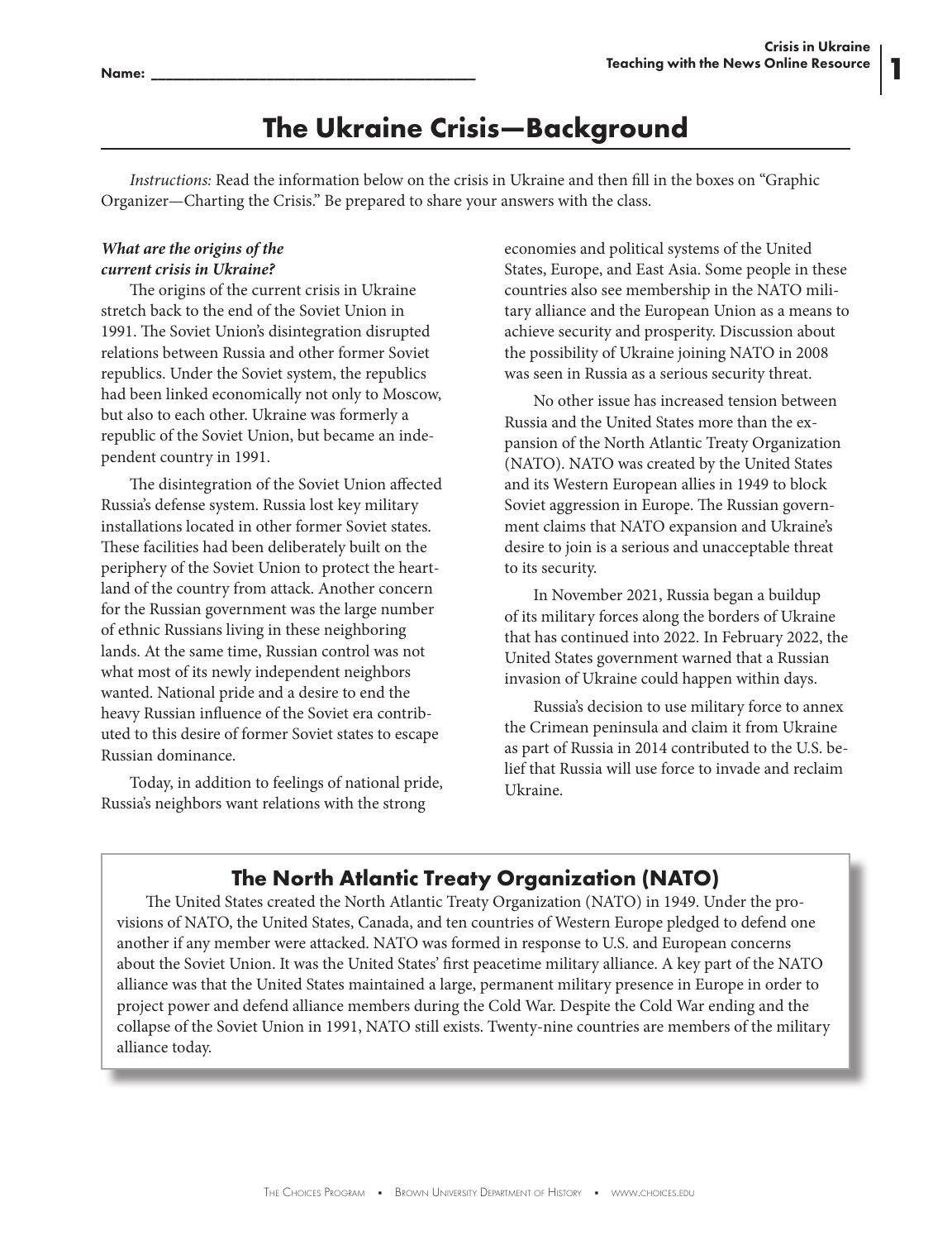Name: ___________________________________________

# The Ukraine Crisis—Background

*Instructions:* Read the information below on the crisis in Ukraine and then fill in the boxes on "Graphic Organizer—Charting the Crisis." Be prepared to share your answers with the class.

***What are the origins of the current crisis in Ukraine?***

The origins of the current crisis in Ukraine stretch back to the end of the Soviet Union in 1991. The Soviet Union's disintegration disrupted relations between Russia and other former Soviet republics. Under the Soviet system, the republics had been linked economically not only to Moscow, but also to each other. Ukraine was formerly a republic of the Soviet Union, but became an independent country in 1991.

The disintegration of the Soviet Union affected Russia's defense system. Russia lost key military installations located in other former Soviet states. These facilities had been deliberately built on the periphery of the Soviet Union to protect the heartland of the country from attack. Another concern for the Russian government was the large number of ethnic Russians living in these neighboring lands. At the same time, Russian control was not what most of its newly independent neighbors wanted. National pride and a desire to end the heavy Russian influence of the Soviet era contributed to this desire of former Soviet states to escape Russian dominance.

Today, in addition to feelings of national pride, Russia's neighbors want relations with the strong economies and political systems of the United States, Europe, and East Asia. Some people in these countries also see membership in the NATO military alliance and the European Union as a means to achieve security and prosperity. Discussion about the possibility of Ukraine joining NATO in 2008 was seen in Russia as a serious security threat.

No other issue has increased tension between Russia and the United States more than the expansion of the North Atlantic Treaty Organization (NATO). NATO was created by the United States and its Western European allies in 1949 to block Soviet aggression in Europe. The Russian government claims that NATO expansion and Ukraine's desire to join is a serious and unacceptable threat to its security.

In November 2021, Russia began a buildup of its military forces along the borders of Ukraine that has continued into 2022. In February 2022, the United States government warned that a Russian invasion of Ukraine could happen within days.

Russia's decision to use military force to annex the Crimean peninsula and claim it from Ukraine as part of Russia in 2014 contributed to the U.S. belief that Russia will use force to invade and reclaim Ukraine.

## The North Atlantic Treaty Organization (NATO)

The United States created the North Atlantic Treaty Organization (NATO) in 1949. Under the provisions of NATO, the United States, Canada, and ten countries of Western Europe pledged to defend one another if any member were attacked. NATO was formed in response to U.S. and European concerns about the Soviet Union. It was the United States' first peacetime military alliance. A key part of the NATO alliance was that the United States maintained a large, permanent military presence in Europe in order to project power and defend alliance members during the Cold War. Despite the Cold War ending and the collapse of the Soviet Union in 1991, NATO still exists. Twenty-nine countries are members of the military alliance today.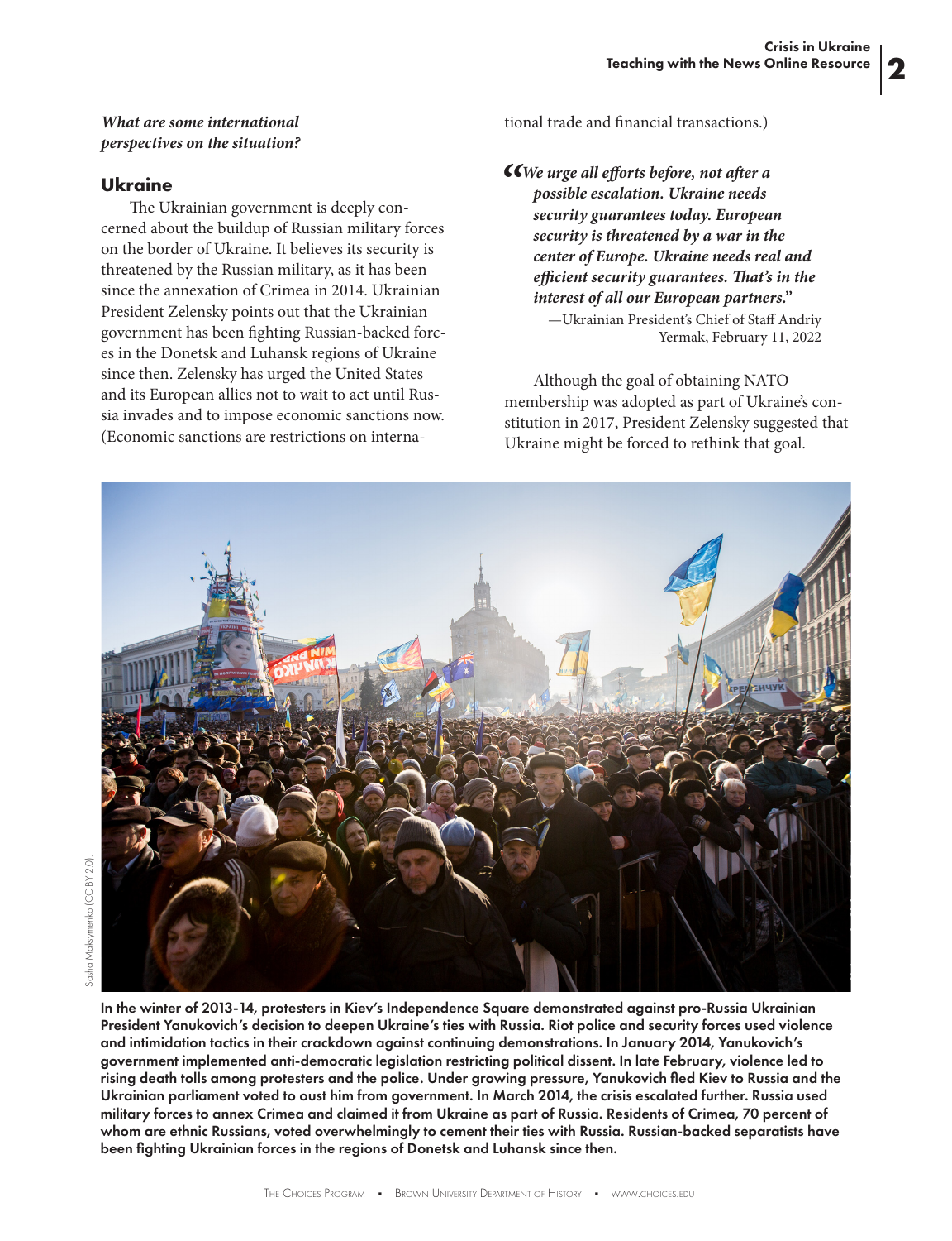*What are some international perspectives on the situation?*

## Ukraine

The Ukrainian government is deeply concerned about the buildup of Russian military forces on the border of Ukraine. It believes its security is threatened by the Russian military, as it has been since the annexation of Crimea in 2014. Ukrainian President Zelensky points out that the Ukrainian government has been fighting Russian-backed forces in the Donetsk and Luhansk regions of Ukraine since then. Zelensky has urged the United States and its European allies not to wait to act until Russia invades and to impose economic sanctions now. (Economic sanctions are restrictions on international trade and financial transactions.)

> ***"We urge all efforts before, not after a possible escalation. Ukraine needs security guarantees today. European security is threatened by a war in the center of Europe. Ukraine needs real and efficient security guarantees. That's in the interest of all our European partners."***
>
> —Ukrainian President's Chief of Staff Andriy Yermak, February 11, 2022

Although the goal of obtaining NATO membership was adopted as part of Ukraine's constitution in 2017, President Zelensky suggested that Ukraine might be forced to rethink that goal.

Sasha Maksymenko (CC BY 2.0).

**In the winter of 2013-14, protesters in Kiev's Independence Square demonstrated against pro-Russia Ukrainian President Yanukovich's decision to deepen Ukraine's ties with Russia. Riot police and security forces used violence and intimidation tactics in their crackdown against continuing demonstrations. In January 2014, Yanukovich's government implemented anti-democratic legislation restricting political dissent. In late February, violence led to rising death tolls among protesters and the police. Under growing pressure, Yanukovich fled Kiev to Russia and the Ukrainian parliament voted to oust him from government. In March 2014, the crisis escalated further. Russia used military forces to annex Crimea and claimed it from Ukraine as part of Russia. Residents of Crimea, 70 percent of whom are ethnic Russians, voted overwhelmingly to cement their ties with Russia. Russian-backed separatists have been fighting Ukrainian forces in the regions of Donetsk and Luhansk since then.**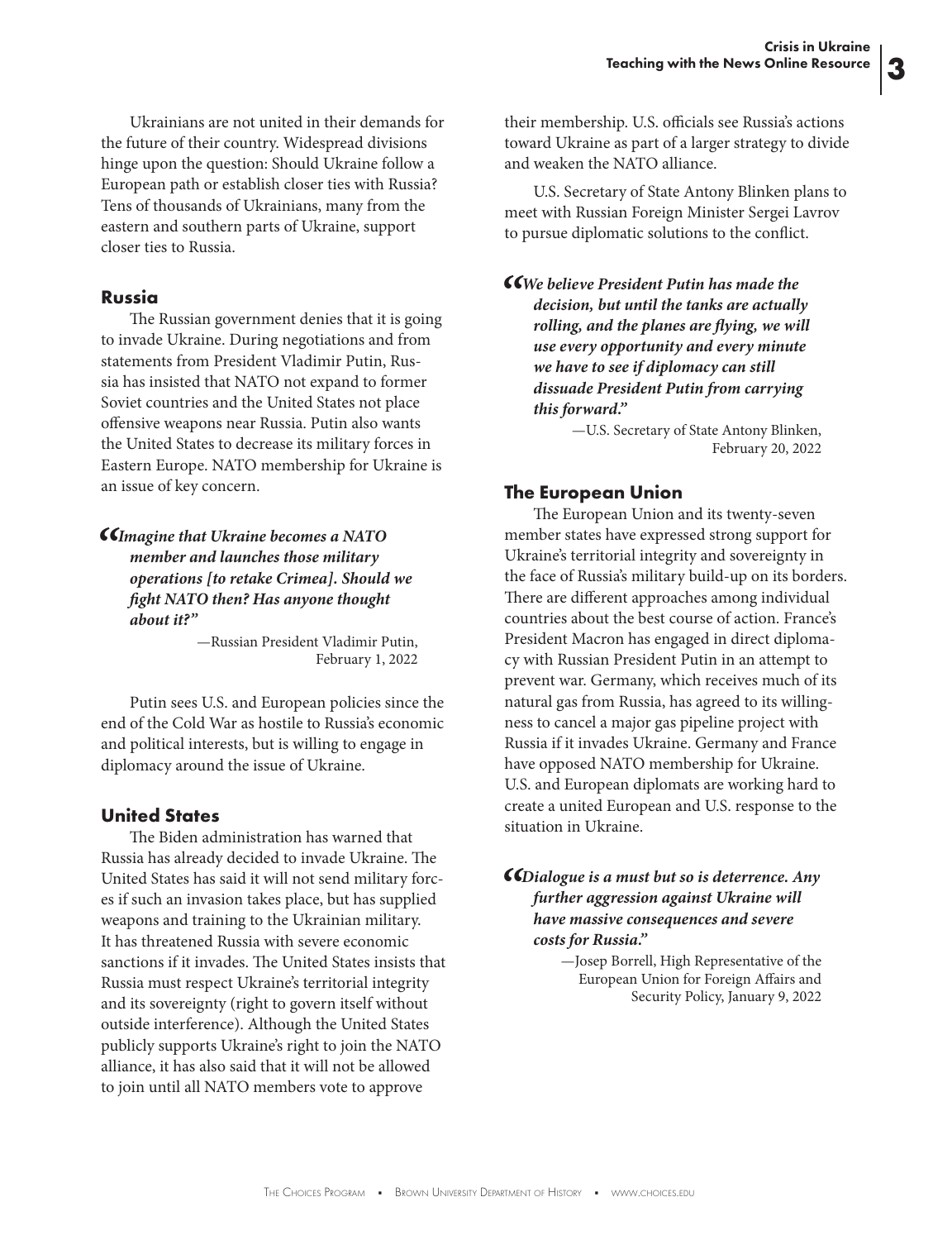Ukrainians are not united in their demands for the future of their country. Widespread divisions hinge upon the question: Should Ukraine follow a European path or establish closer ties with Russia? Tens of thousands of Ukrainians, many from the eastern and southern parts of Ukraine, support closer ties to Russia.

## Russia

The Russian government denies that it is going to invade Ukraine. During negotiations and from statements from President Vladimir Putin, Russia has insisted that NATO not expand to former Soviet countries and the United States not place offensive weapons near Russia. Putin also wants the United States to decrease its military forces in Eastern Europe. NATO membership for Ukraine is an issue of key concern.

> ***"Imagine that Ukraine becomes a NATO member and launches those military operations [to retake Crimea]. Should we fight NATO then? Has anyone thought about it?"***
>
> —Russian President Vladimir Putin, February 1, 2022

Putin sees U.S. and European policies since the end of the Cold War as hostile to Russia's economic and political interests, but is willing to engage in diplomacy around the issue of Ukraine.

## United States

The Biden administration has warned that Russia has already decided to invade Ukraine. The United States has said it will not send military forces if such an invasion takes place, but has supplied weapons and training to the Ukrainian military. It has threatened Russia with severe economic sanctions if it invades. The United States insists that Russia must respect Ukraine's territorial integrity and its sovereignty (right to govern itself without outside interference). Although the United States publicly supports Ukraine's right to join the NATO alliance, it has also said that it will not be allowed to join until all NATO members vote to approve their membership. U.S. officials see Russia's actions toward Ukraine as part of a larger strategy to divide and weaken the NATO alliance.

U.S. Secretary of State Antony Blinken plans to meet with Russian Foreign Minister Sergei Lavrov to pursue diplomatic solutions to the conflict.

> ***"We believe President Putin has made the decision, but until the tanks are actually rolling, and the planes are flying, we will use every opportunity and every minute we have to see if diplomacy can still dissuade President Putin from carrying this forward."***
>
> —U.S. Secretary of State Antony Blinken, February 20, 2022

## The European Union

The European Union and its twenty-seven member states have expressed strong support for Ukraine's territorial integrity and sovereignty in the face of Russia's military build-up on its borders. There are different approaches among individual countries about the best course of action. France's President Macron has engaged in direct diplomacy with Russian President Putin in an attempt to prevent war. Germany, which receives much of its natural gas from Russia, has agreed to its willingness to cancel a major gas pipeline project with Russia if it invades Ukraine. Germany and France have opposed NATO membership for Ukraine. U.S. and European diplomats are working hard to create a united European and U.S. response to the situation in Ukraine.

> ***"Dialogue is a must but so is deterrence. Any further aggression against Ukraine will have massive consequences and severe costs for Russia."***
>
> —Josep Borrell, High Representative of the European Union for Foreign Affairs and Security Policy, January 9, 2022